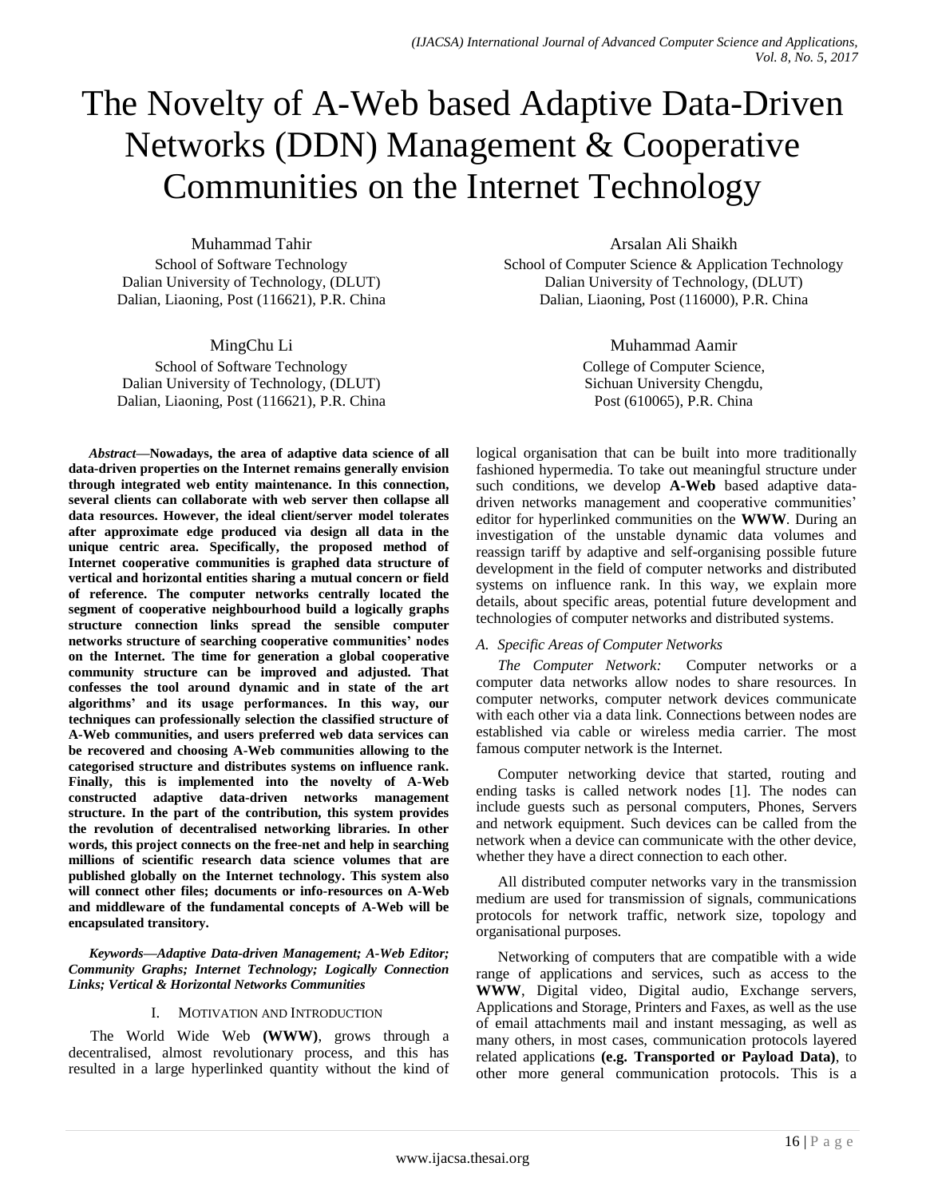# The Novelty of A-Web based Adaptive Data-Driven Networks (DDN) Management & Cooperative Communities on the Internet Technology

Muhammad Tahir
School of Software Technology
Dalian University of Technology, (DLUT)
Dalian, Liaoning, Post (116621), P.R. China

Arsalan Ali Shaikh
School of Computer Science & Application Technology
Dalian University of Technology, (DLUT)
Dalian, Liaoning, Post (116000), P.R. China

MingChu Li
School of Software Technology
Dalian University of Technology, (DLUT)
Dalian, Liaoning, Post (116621), P.R. China

Muhammad Aamir
College of Computer Science,
Sichuan University Chengdu,
Post (610065), P.R. China

***Abstract*—Nowadays, the area of adaptive data science of all data-driven properties on the Internet remains generally envision through integrated web entity maintenance. In this connection, several clients can collaborate with web server then collapse all data resources. However, the ideal client/server model tolerates after approximate edge produced via design all data in the unique centric area. Specifically, the proposed method of Internet cooperative communities is graphed data structure of vertical and horizontal entities sharing a mutual concern or field of reference. The computer networks centrally located the segment of cooperative neighbourhood build a logically graphs structure connection links spread the sensible computer networks structure of searching cooperative communities' nodes on the Internet. The time for generation a global cooperative community structure can be improved and adjusted. That confesses the tool around dynamic and in state of the art algorithms' and its usage performances. In this way, our techniques can professionally selection the classified structure of A-Web communities, and users preferred web data services can be recovered and choosing A-Web communities allowing to the categorised structure and distributes systems on influence rank. Finally, this is implemented into the novelty of A-Web constructed adaptive data-driven networks management structure. In the part of the contribution, this system provides the revolution of decentralised networking libraries. In other words, this project connects on the free-net and help in searching millions of scientific research data science volumes that are published globally on the Internet technology. This system also will connect other files; documents or info-resources on A-Web and middleware of the fundamental concepts of A-Web will be encapsulated transitory.**

***Keywords*—Adaptive Data-driven Management; A-Web Editor; Community Graphs; Internet Technology; Logically Connection Links; Vertical & Horizontal Networks Communities**

## I. Motivation and Introduction

The World Wide Web **(WWW)**, grows through a decentralised, almost revolutionary process, and this has resulted in a large hyperlinked quantity without the kind of logical organisation that can be built into more traditionally fashioned hypermedia. To take out meaningful structure under such conditions, we develop **A-Web** based adaptive data-driven networks management and cooperative communities' editor for hyperlinked communities on the **WWW**. During an investigation of the unstable dynamic data volumes and reassign tariff by adaptive and self-organising possible future development in the field of computer networks and distributed systems on influence rank. In this way, we explain more details, about specific areas, potential future development and technologies of computer networks and distributed systems.

### *A. Specific Areas of Computer Networks*

*The Computer Network:* Computer networks or a computer data networks allow nodes to share resources. In computer networks, computer network devices communicate with each other via a data link. Connections between nodes are established via cable or wireless media carrier. The most famous computer network is the Internet.

Computer networking device that started, routing and ending tasks is called network nodes [1]. The nodes can include guests such as personal computers, Phones, Servers and network equipment. Such devices can be called from the network when a device can communicate with the other device, whether they have a direct connection to each other.

All distributed computer networks vary in the transmission medium are used for transmission of signals, communications protocols for network traffic, network size, topology and organisational purposes.

Networking of computers that are compatible with a wide range of applications and services, such as access to the **WWW**, Digital video, Digital audio, Exchange servers, Applications and Storage, Printers and Faxes, as well as the use of email attachments mail and instant messaging, as well as many others, in most cases, communication protocols layered related applications **(e.g. Transported or Payload Data)**, to other more general communication protocols. This is a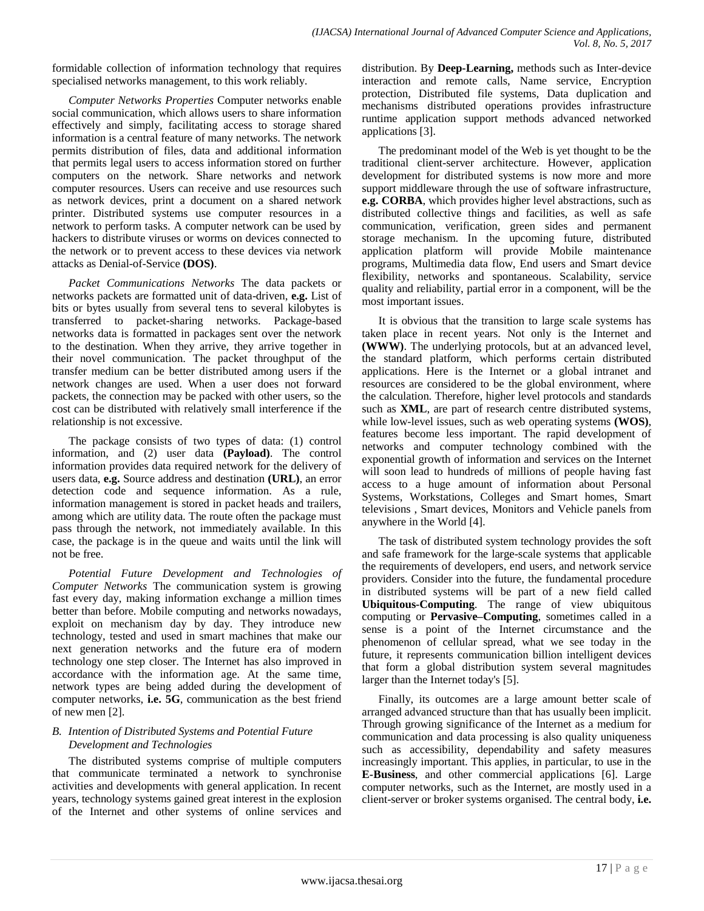formidable collection of information technology that requires specialised networks management, to this work reliably.

*Computer Networks Properties* Computer networks enable social communication, which allows users to share information effectively and simply, facilitating access to storage shared information is a central feature of many networks. The network permits distribution of files, data and additional information that permits legal users to access information stored on further computers on the network. Share networks and network computer resources. Users can receive and use resources such as network devices, print a document on a shared network printer. Distributed systems use computer resources in a network to perform tasks. A computer network can be used by hackers to distribute viruses or worms on devices connected to the network or to prevent access to these devices via network attacks as Denial-of-Service **(DOS)**.

*Packet Communications Networks* The data packets or networks packets are formatted unit of data-driven, **e.g.** List of bits or bytes usually from several tens to several kilobytes is transferred to packet-sharing networks. Package-based networks data is formatted in packages sent over the network to the destination. When they arrive, they arrive together in their novel communication. The packet throughput of the transfer medium can be better distributed among users if the network changes are used. When a user does not forward packets, the connection may be packed with other users, so the cost can be distributed with relatively small interference if the relationship is not excessive.

The package consists of two types of data: (1) control information, and (2) user data **(Payload)**. The control information provides data required network for the delivery of users data, **e.g.** Source address and destination **(URL)**, an error detection code and sequence information. As a rule, information management is stored in packet heads and trailers, among which are utility data. The route often the package must pass through the network, not immediately available. In this case, the package is in the queue and waits until the link will not be free.

*Potential Future Development and Technologies of Computer Networks* The communication system is growing fast every day, making information exchange a million times better than before. Mobile computing and networks nowadays, exploit on mechanism day by day. They introduce new technology, tested and used in smart machines that make our next generation networks and the future era of modern technology one step closer. The Internet has also improved in accordance with the information age. At the same time, network types are being added during the development of computer networks, **i.e. 5G**, communication as the best friend of new men [2].

### *B. Intention of Distributed Systems and Potential Future Development and Technologies*

The distributed systems comprise of multiple computers that communicate terminated a network to synchronise activities and developments with general application. In recent years, technology systems gained great interest in the explosion of the Internet and other systems of online services and distribution. By **Deep-Learning,** methods such as Inter-device interaction and remote calls, Name service, Encryption protection, Distributed file systems, Data duplication and mechanisms distributed operations provides infrastructure runtime application support methods advanced networked applications [3].

The predominant model of the Web is yet thought to be the traditional client-server architecture. However, application development for distributed systems is now more and more support middleware through the use of software infrastructure, **e.g. CORBA**, which provides higher level abstractions, such as distributed collective things and facilities, as well as safe communication, verification, green sides and permanent storage mechanism. In the upcoming future, distributed application platform will provide Mobile maintenance programs, Multimedia data flow, End users and Smart device flexibility, networks and spontaneous. Scalability, service quality and reliability, partial error in a component, will be the most important issues.

It is obvious that the transition to large scale systems has taken place in recent years. Not only is the Internet and **(WWW)**. The underlying protocols, but at an advanced level, the standard platform, which performs certain distributed applications. Here is the Internet or a global intranet and resources are considered to be the global environment, where the calculation. Therefore, higher level protocols and standards such as **XML**, are part of research centre distributed systems, while low-level issues, such as web operating systems **(WOS)**, features become less important. The rapid development of networks and computer technology combined with the exponential growth of information and services on the Internet will soon lead to hundreds of millions of people having fast access to a huge amount of information about Personal Systems, Workstations, Colleges and Smart homes, Smart televisions , Smart devices, Monitors and Vehicle panels from anywhere in the World [4].

The task of distributed system technology provides the soft and safe framework for the large-scale systems that applicable the requirements of developers, end users, and network service providers. Consider into the future, the fundamental procedure in distributed systems will be part of a new field called **Ubiquitous-Computing**. The range of view ubiquitous computing or **Pervasive–Computing**, sometimes called in a sense is a point of the Internet circumstance and the phenomenon of cellular spread, what we see today in the future, it represents communication billion intelligent devices that form a global distribution system several magnitudes larger than the Internet today's [5].

Finally, its outcomes are a large amount better scale of arranged advanced structure than that has usually been implicit. Through growing significance of the Internet as a medium for communication and data processing is also quality uniqueness such as accessibility, dependability and safety measures increasingly important. This applies, in particular, to use in the **E-Business**, and other commercial applications [6]. Large computer networks, such as the Internet, are mostly used in a client-server or broker systems organised. The central body, **i.e.**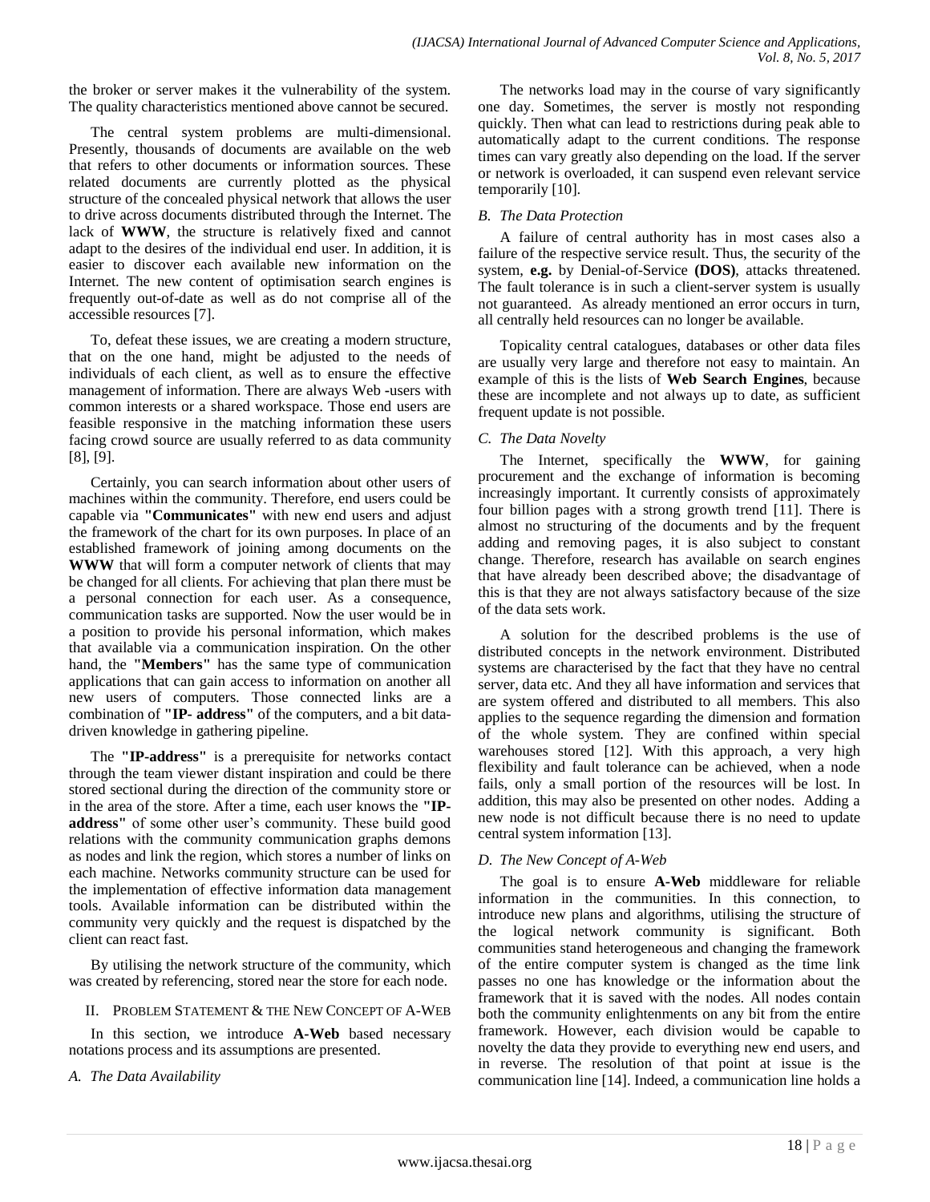the broker or server makes it the vulnerability of the system. The quality characteristics mentioned above cannot be secured.

The central system problems are multi-dimensional. Presently, thousands of documents are available on the web that refers to other documents or information sources. These related documents are currently plotted as the physical structure of the concealed physical network that allows the user to drive across documents distributed through the Internet. The lack of **WWW**, the structure is relatively fixed and cannot adapt to the desires of the individual end user. In addition, it is easier to discover each available new information on the Internet. The new content of optimisation search engines is frequently out-of-date as well as do not comprise all of the accessible resources [7].

To, defeat these issues, we are creating a modern structure, that on the one hand, might be adjusted to the needs of individuals of each client, as well as to ensure the effective management of information. There are always Web -users with common interests or a shared workspace. Those end users are feasible responsive in the matching information these users facing crowd source are usually referred to as data community [8], [9].

Certainly, you can search information about other users of machines within the community. Therefore, end users could be capable via **"Communicates"** with new end users and adjust the framework of the chart for its own purposes. In place of an established framework of joining among documents on the **WWW** that will form a computer network of clients that may be changed for all clients. For achieving that plan there must be a personal connection for each user. As a consequence, communication tasks are supported. Now the user would be in a position to provide his personal information, which makes that available via a communication inspiration. On the other hand, the **"Members"** has the same type of communication applications that can gain access to information on another all new users of computers. Those connected links are a combination of **"IP- address"** of the computers, and a bit data-driven knowledge in gathering pipeline.

The **"IP-address"** is a prerequisite for networks contact through the team viewer distant inspiration and could be there stored sectional during the direction of the community store or in the area of the store. After a time, each user knows the **"IP-address"** of some other user's community. These build good relations with the community communication graphs demons as nodes and link the region, which stores a number of links on each machine. Networks community structure can be used for the implementation of effective information data management tools. Available information can be distributed within the community very quickly and the request is dispatched by the client can react fast.

By utilising the network structure of the community, which was created by referencing, stored near the store for each node.

## II. Problem Statement & the New Concept of A-Web

In this section, we introduce **A-Web** based necessary notations process and its assumptions are presented.

### A. The Data Availability

The networks load may in the course of vary significantly one day. Sometimes, the server is mostly not responding quickly. Then what can lead to restrictions during peak able to automatically adapt to the current conditions. The response times can vary greatly also depending on the load. If the server or network is overloaded, it can suspend even relevant service temporarily [10].

### B. The Data Protection

A failure of central authority has in most cases also a failure of the respective service result. Thus, the security of the system, **e.g.** by Denial-of-Service **(DOS)**, attacks threatened. The fault tolerance is in such a client-server system is usually not guaranteed. As already mentioned an error occurs in turn, all centrally held resources can no longer be available.

Topicality central catalogues, databases or other data files are usually very large and therefore not easy to maintain. An example of this is the lists of **Web Search Engines**, because these are incomplete and not always up to date, as sufficient frequent update is not possible.

### C. The Data Novelty

The Internet, specifically the **WWW**, for gaining procurement and the exchange of information is becoming increasingly important. It currently consists of approximately four billion pages with a strong growth trend [11]. There is almost no structuring of the documents and by the frequent adding and removing pages, it is also subject to constant change. Therefore, research has available on search engines that have already been described above; the disadvantage of this is that they are not always satisfactory because of the size of the data sets work.

A solution for the described problems is the use of distributed concepts in the network environment. Distributed systems are characterised by the fact that they have no central server, data etc. And they all have information and services that are system offered and distributed to all members. This also applies to the sequence regarding the dimension and formation of the whole system. They are confined within special warehouses stored [12]. With this approach, a very high flexibility and fault tolerance can be achieved, when a node fails, only a small portion of the resources will be lost. In addition, this may also be presented on other nodes. Adding a new node is not difficult because there is no need to update central system information [13].

### D. The New Concept of A-Web

The goal is to ensure **A-Web** middleware for reliable information in the communities. In this connection, to introduce new plans and algorithms, utilising the structure of the logical network community is significant. Both communities stand heterogeneous and changing the framework of the entire computer system is changed as the time link passes no one has knowledge or the information about the framework that it is saved with the nodes. All nodes contain both the community enlightenments on any bit from the entire framework. However, each division would be capable to novelty the data they provide to everything new end users, and in reverse. The resolution of that point at issue is the communication line [14]. Indeed, a communication line holds a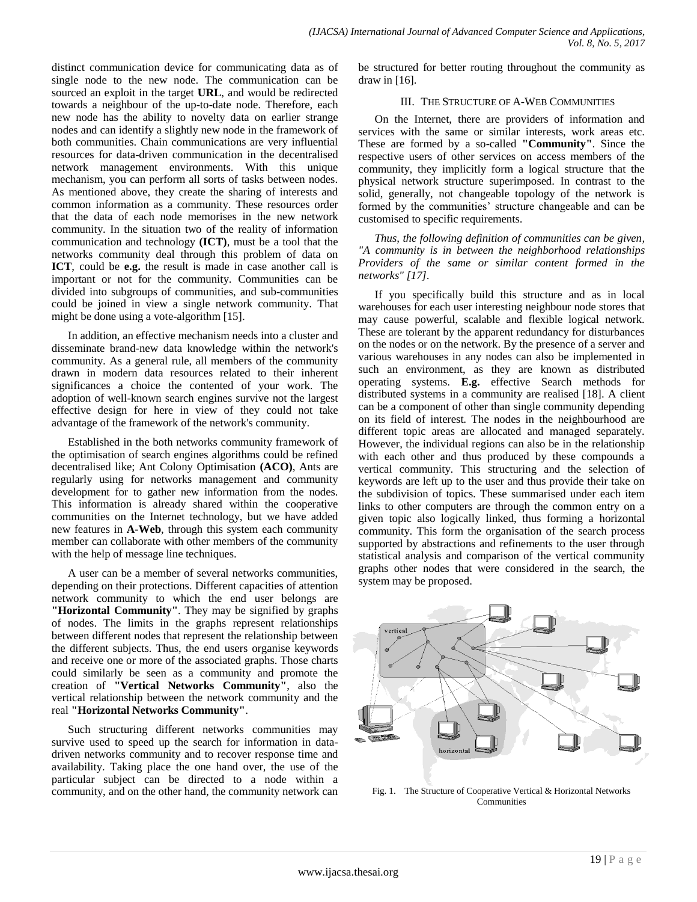distinct communication device for communicating data as of single node to the new node. The communication can be sourced an exploit in the target **URL**, and would be redirected towards a neighbour of the up-to-date node. Therefore, each new node has the ability to novelty data on earlier strange nodes and can identify a slightly new node in the framework of both communities. Chain communications are very influential resources for data-driven communication in the decentralised network management environments. With this unique mechanism, you can perform all sorts of tasks between nodes. As mentioned above, they create the sharing of interests and common information as a community. These resources order that the data of each node memorises in the new network community. In the situation two of the reality of information communication and technology **(ICT)**, must be a tool that the networks community deal through this problem of data on **ICT**, could be **e.g.** the result is made in case another call is important or not for the community. Communities can be divided into subgroups of communities, and sub-communities could be joined in view a single network community. That might be done using a vote-algorithm [15].

In addition, an effective mechanism needs into a cluster and disseminate brand-new data knowledge within the network's community. As a general rule, all members of the community drawn in modern data resources related to their inherent significances a choice the contented of your work. The adoption of well-known search engines survive not the largest effective design for here in view of they could not take advantage of the framework of the network's community.

Established in the both networks community framework of the optimisation of search engines algorithms could be refined decentralised like; Ant Colony Optimisation **(ACO)**, Ants are regularly using for networks management and community development for to gather new information from the nodes. This information is already shared within the cooperative communities on the Internet technology, but we have added new features in **A-Web**, through this system each community member can collaborate with other members of the community with the help of message line techniques.

A user can be a member of several networks communities, depending on their protections. Different capacities of attention network community to which the end user belongs are **"Horizontal Community"**. They may be signified by graphs of nodes. The limits in the graphs represent relationships between different nodes that represent the relationship between the different subjects. Thus, the end users organise keywords and receive one or more of the associated graphs. Those charts could similarly be seen as a community and promote the creation of **"Vertical Networks Community"**, also the vertical relationship between the network community and the real **"Horizontal Networks Community"**.

Such structuring different networks communities may survive used to speed up the search for information in data-driven networks community and to recover response time and availability. Taking place the one hand over, the use of the particular subject can be directed to a node within a community, and on the other hand, the community network can be structured for better routing throughout the community as draw in [16].

## III. The Structure of A-Web Communities

On the Internet, there are providers of information and services with the same or similar interests, work areas etc. These are formed by a so-called **"Community"**. Since the respective users of other services on access members of the community, they implicitly form a logical structure that the physical network structure superimposed. In contrast to the solid, generally, not changeable topology of the network is formed by the communities' structure changeable and can be customised to specific requirements.

*Thus, the following definition of communities can be given, "A community is in between the neighborhood relationships Providers of the same or similar content formed in the networks" [17].*

If you specifically build this structure and as in local warehouses for each user interesting neighbour node stores that may cause powerful, scalable and flexible logical network. These are tolerant by the apparent redundancy for disturbances on the nodes or on the network. By the presence of a server and various warehouses in any nodes can also be implemented in such an environment, as they are known as distributed operating systems. **E.g.** effective Search methods for distributed systems in a community are realised [18]. A client can be a component of other than single community depending on its field of interest. The nodes in the neighbourhood are different topic areas are allocated and managed separately. However, the individual regions can also be in the relationship with each other and thus produced by these compounds a vertical community. This structuring and the selection of keywords are left up to the user and thus provide their take on the subdivision of topics. These summarised under each item links to other computers are through the common entry on a given topic also logically linked, thus forming a horizontal community. This form the organisation of the search process supported by abstractions and refinements to the user through statistical analysis and comparison of the vertical community graphs other nodes that were considered in the search, the system may be proposed.

Fig. 1. The Structure of Cooperative Vertical & Horizontal Networks Communities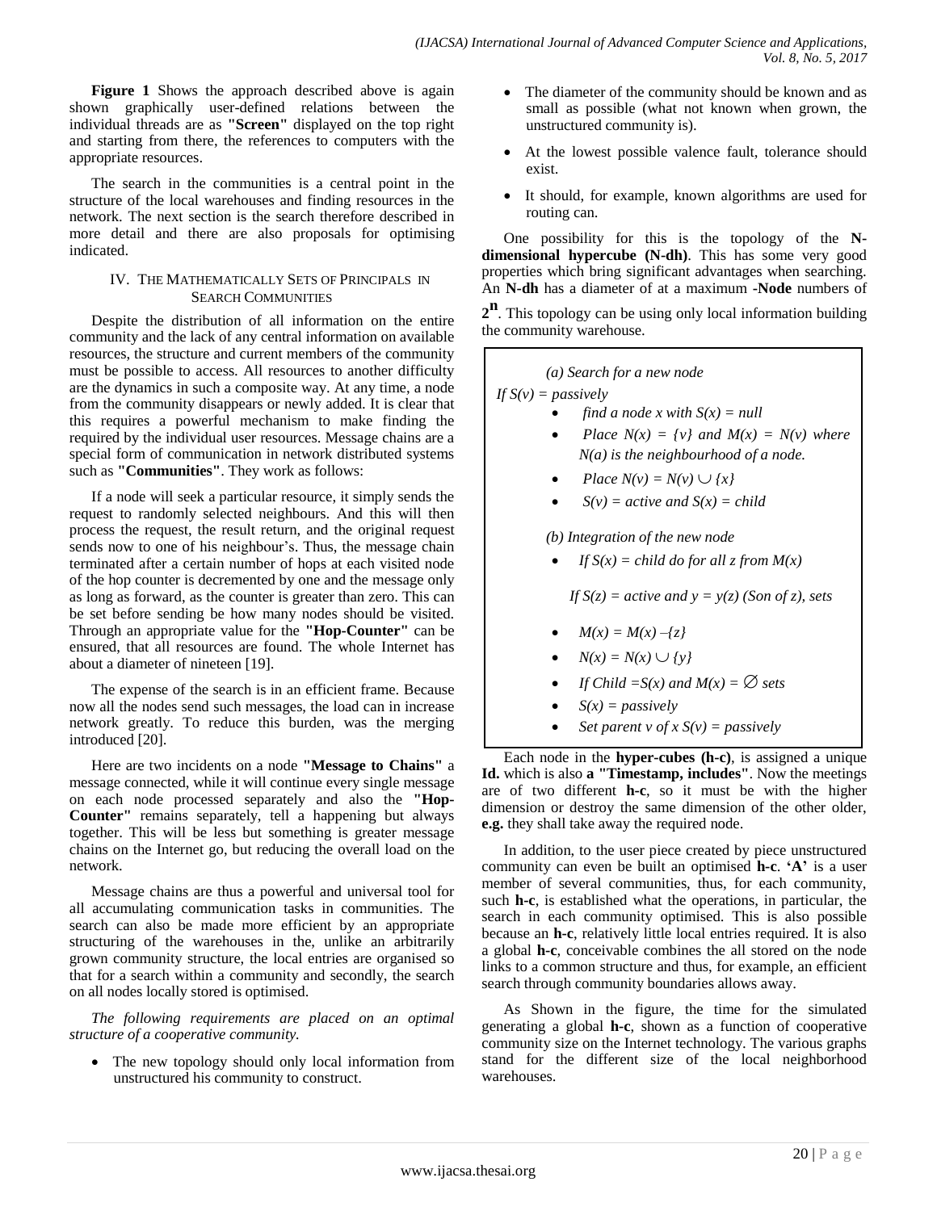**Figure 1** Shows the approach described above is again shown graphically user-defined relations between the individual threads are as **"Screen"** displayed on the top right and starting from there, the references to computers with the appropriate resources.

The search in the communities is a central point in the structure of the local warehouses and finding resources in the network. The next section is the search therefore described in more detail and there are also proposals for optimising indicated.

## IV. The Mathematically Sets of Principals in Search Communities

Despite the distribution of all information on the entire community and the lack of any central information on available resources, the structure and current members of the community must be possible to access. All resources to another difficulty are the dynamics in such a composite way. At any time, a node from the community disappears or newly added. It is clear that this requires a powerful mechanism to make finding the required by the individual user resources. Message chains are a special form of communication in network distributed systems such as **"Communities"**. They work as follows:

If a node will seek a particular resource, it simply sends the request to randomly selected neighbours. And this will then process the request, the result return, and the original request sends now to one of his neighbour's. Thus, the message chain terminated after a certain number of hops at each visited node of the hop counter is decremented by one and the message only as long as forward, as the counter is greater than zero. This can be set before sending be how many nodes should be visited. Through an appropriate value for the **"Hop-Counter"** can be ensured, that all resources are found. The whole Internet has about a diameter of nineteen [19].

The expense of the search is in an efficient frame. Because now all the nodes send such messages, the load can in increase network greatly. To reduce this burden, was the merging introduced [20].

Here are two incidents on a node **"Message to Chains"** a message connected, while it will continue every single message on each node processed separately and also the **"Hop-Counter"** remains separately, tell a happening but always together. This will be less but something is greater message chains on the Internet go, but reducing the overall load on the network.

Message chains are thus a powerful and universal tool for all accumulating communication tasks in communities. The search can also be made more efficient by an appropriate structuring of the warehouses in the, unlike an arbitrarily grown community structure, the local entries are organised so that for a search within a community and secondly, the search on all nodes locally stored is optimised.

*The following requirements are placed on an optimal structure of a cooperative community.*

- The new topology should only local information from unstructured his community to construct.
- The diameter of the community should be known and as small as possible (what not known when grown, the unstructured community is).
- At the lowest possible valence fault, tolerance should exist.
- It should, for example, known algorithms are used for routing can.

One possibility for this is the topology of the **N-dimensional hypercube (N-dh)**. This has some very good properties which bring significant advantages when searching. An **N-dh** has a diameter of at a maximum **-Node** numbers of $\mathbf{2^n}$. This topology can be using only local information building the community warehouse.

*(a) Search for a new node*

*If $S(v)$ = passively*

- *find a node $x$ with $S(x) = null$*
- *Place $N(x) = \{v\}$ and $M(x) = N(v)$ where $N(a)$ is the neighbourhood of a node.*
- *Place $N(v) = N(v) \cup \{x\}$*
- *$S(v)$ = active and $S(x)$ = child*

*(b) Integration of the new node*

- *If $S(x)$ = child do for all $z$ from $M(x)$*

  *If $S(z)$ = active and $y = y(z)$ (Son of z), sets*

- *$M(x) = M(x) - \{z\}$*
- *$N(x) = N(x) \cup \{y\}$*
- *If Child $= S(x)$ and $M(x) = \varnothing$ sets*
- *$S(x)$ = passively*
- *Set parent $v$ of $x$ $S(v)$ = passively*

Each node in the **hyper-cubes (h-c)**, is assigned a unique **Id.** which is also **a "Timestamp, includes"**. Now the meetings are of two different **h-c**, so it must be with the higher dimension or destroy the same dimension of the other older, **e.g.** they shall take away the required node.

In addition, to the user piece created by piece unstructured community can even be built an optimised **h-c**. **'A'** is a user member of several communities, thus, for each community, such **h-c**, is established what the operations, in particular, the search in each community optimised. This is also possible because an **h-c**, relatively little local entries required. It is also a global **h-c**, conceivable combines the all stored on the node links to a common structure and thus, for example, an efficient search through community boundaries allows away.

As Shown in the figure, the time for the simulated generating a global **h-c**, shown as a function of cooperative community size on the Internet technology. The various graphs stand for the different size of the local neighborhood warehouses.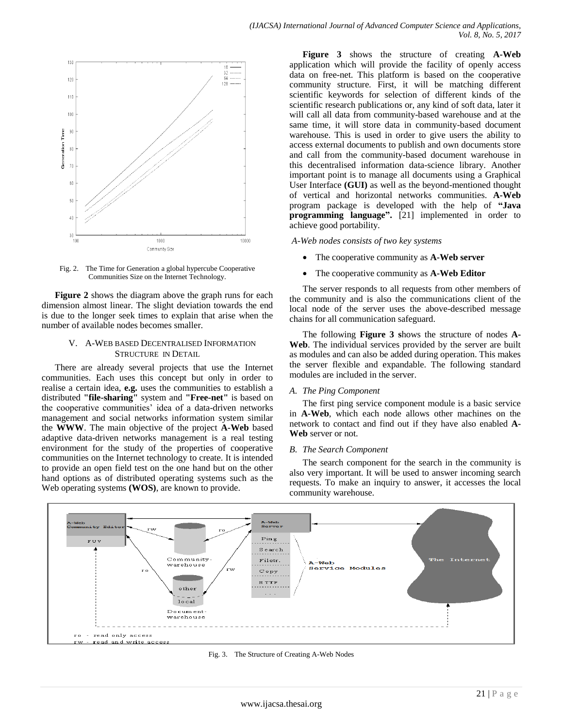Fig. 2. The Time for Generation a global hypercube Cooperative Communities Size on the Internet Technology.

**Figure 2** shows the diagram above the graph runs for each dimension almost linear. The slight deviation towards the end is due to the longer seek times to explain that arise when the number of available nodes becomes smaller.

## V. A-WEB BASED DECENTRALISED INFORMATION STRUCTURE IN DETAIL

There are already several projects that use the Internet communities. Each uses this concept but only in order to realise a certain idea, **e.g.** uses the communities to establish a distributed **"file-sharing"** system and **"Free-net"** is based on the cooperative communities' idea of a data-driven networks management and social networks information system similar the **WWW**. The main objective of the project **A-Web** based adaptive data-driven networks management is a real testing environment for the study of the properties of cooperative communities on the Internet technology to create. It is intended to provide an open field test on the one hand but on the other hand options as of distributed operating systems such as the Web operating systems **(WOS)**, are known to provide.

**Figure 3** shows the structure of creating **A-Web** application which will provide the facility of openly access data on free-net. This platform is based on the cooperative community structure. First, it will be matching different scientific keywords for selection of different kinds of the scientific research publications or, any kind of soft data, later it will call all data from community-based warehouse and at the same time, it will store data in community-based document warehouse. This is used in order to give users the ability to access external documents to publish and own documents store and call from the community-based document warehouse in this decentralised information data-science library. Another important point is to manage all documents using a Graphical User Interface **(GUI)** as well as the beyond-mentioned thought of vertical and horizontal networks communities. **A-Web** program package is developed with the help of **"Java programming language".** [21] implemented in order to achieve good portability.

*A-Web nodes consists of two key systems*

- The cooperative community as **A-Web server**
- The cooperative community as **A-Web Editor**

The server responds to all requests from other members of the community and is also the communications client of the local node of the server uses the above-described message chains for all communication safeguard.

The following **Figure 3 s**hows the structure of nodes **A-Web**. The individual services provided by the server are built as modules and can also be added during operation. This makes the server flexible and expandable. The following standard modules are included in the server.

### *A. The Ping Component*

The first ping service component module is a basic service in **A-Web**, which each node allows other machines on the network to contact and find out if they have also enabled **A-Web** server or not.

### *B. The Search Component*

The search component for the search in the community is also very important. It will be used to answer incoming search requests. To make an inquiry to answer, it accesses the local community warehouse.

Fig. 3. The Structure of Creating A-Web Nodes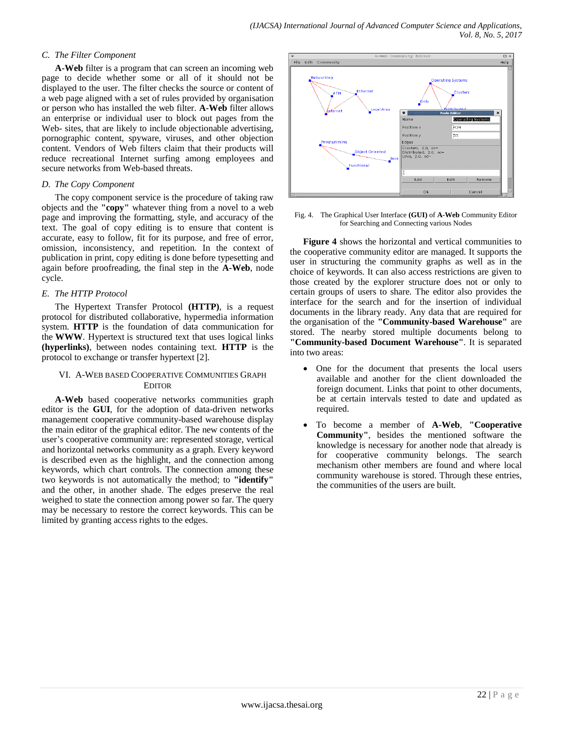### C. The Filter Component

**A-Web** filter is a program that can screen an incoming web page to decide whether some or all of it should not be displayed to the user. The filter checks the source or content of a web page aligned with a set of rules provided by organisation or person who has installed the web filter. **A-Web** filter allows an enterprise or individual user to block out pages from the Web- sites, that are likely to include objectionable advertising, pornographic content, spyware, viruses, and other objection content. Vendors of Web filters claim that their products will reduce recreational Internet surfing among employees and secure networks from Web-based threats.

### D. The Copy Component

The copy component service is the procedure of taking raw objects and the **"copy"** whatever thing from a novel to a web page and improving the formatting, style, and accuracy of the text. The goal of copy editing is to ensure that content is accurate, easy to follow, fit for its purpose, and free of error, omission, inconsistency, and repetition. In the context of publication in print, copy editing is done before typesetting and again before proofreading, the final step in the **A-Web**, node cycle.

### E. The HTTP Protocol

The Hypertext Transfer Protocol **(HTTP)**, is a request protocol for distributed collaborative, hypermedia information system. **HTTP** is the foundation of data communication for the **WWW**. Hypertext is structured text that uses logical links **(hyperlinks)**, between nodes containing text. **HTTP** is the protocol to exchange or transfer hypertext [2].

## VI. A-Web Based Cooperative Communities Graph Editor

**A-Web** based cooperative networks communities graph editor is the **GUI**, for the adoption of data-driven networks management cooperative community-based warehouse display the main editor of the graphical editor. The new contents of the user's cooperative community are: represented storage, vertical and horizontal networks community as a graph. Every keyword is described even as the highlight, and the connection among keywords, which chart controls. The connection among these two keywords is not automatically the method; to **"identify"** and the other, in another shade. The edges preserve the real weighed to state the connection among power so far. The query may be necessary to restore the correct keywords. This can be limited by granting access rights to the edges.

Fig. 4. The Graphical User Interface **(GUI)** of **A-Web** Community Editor for Searching and Connecting various Nodes

**Figure 4** shows the horizontal and vertical communities to the cooperative community editor are managed. It supports the user in structuring the community graphs as well as in the choice of keywords. It can also access restrictions are given to those created by the explorer structure does not or only to certain groups of users to share. The editor also provides the interface for the search and for the insertion of individual documents in the library ready. Any data that are required for the organisation of the **"Community-based Warehouse"** are stored. The nearby stored multiple documents belong to **"Community-based Document Warehouse"**. It is separated into two areas:

- One for the document that presents the local users available and another for the client downloaded the foreign document. Links that point to other documents, be at certain intervals tested to date and updated as required.
- To become a member of **A-Web**, **"Cooperative Community"**, besides the mentioned software the knowledge is necessary for another node that already is for cooperative community belongs. The search mechanism other members are found and where local community warehouse is stored. Through these entries, the communities of the users are built.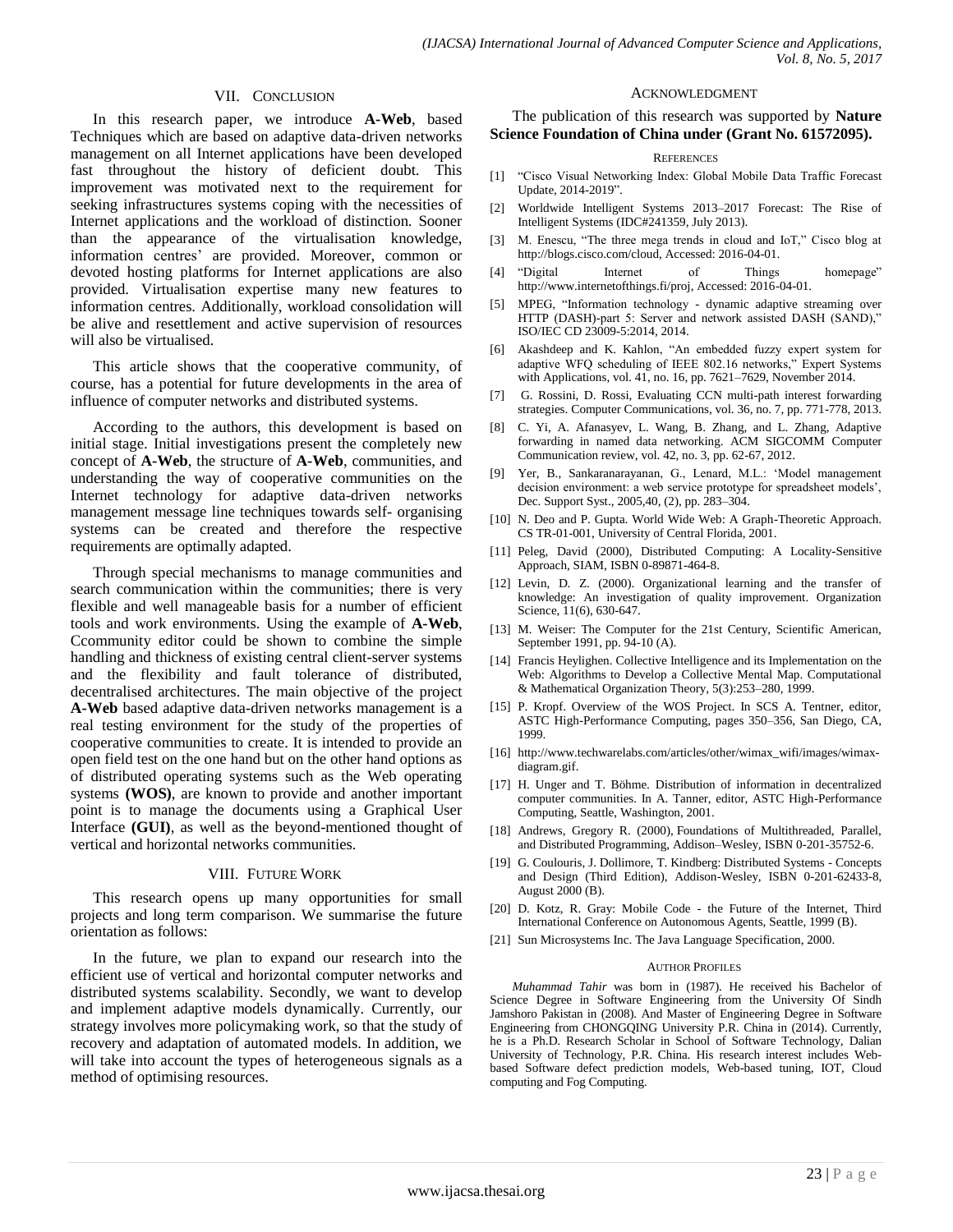## VII. Conclusion

In this research paper, we introduce **A-Web**, based Techniques which are based on adaptive data-driven networks management on all Internet applications have been developed fast throughout the history of deficient doubt. This improvement was motivated next to the requirement for seeking infrastructures systems coping with the necessities of Internet applications and the workload of distinction. Sooner than the appearance of the virtualisation knowledge, information centres' are provided. Moreover, common or devoted hosting platforms for Internet applications are also provided. Virtualisation expertise many new features to information centres. Additionally, workload consolidation will be alive and resettlement and active supervision of resources will also be virtualised.

This article shows that the cooperative community, of course, has a potential for future developments in the area of influence of computer networks and distributed systems.

According to the authors, this development is based on initial stage. Initial investigations present the completely new concept of **A-Web**, the structure of **A-Web**, communities, and understanding the way of cooperative communities on the Internet technology for adaptive data-driven networks management message line techniques towards self- organising systems can be created and therefore the respective requirements are optimally adapted.

Through special mechanisms to manage communities and search communication within the communities; there is very flexible and well manageable basis for a number of efficient tools and work environments. Using the example of **A-Web**, Ccommunity editor could be shown to combine the simple handling and thickness of existing central client-server systems and the flexibility and fault tolerance of distributed, decentralised architectures. The main objective of the project **A-Web** based adaptive data-driven networks management is a real testing environment for the study of the properties of cooperative communities to create. It is intended to provide an open field test on the one hand but on the other hand options as of distributed operating systems such as the Web operating systems **(WOS)**, are known to provide and another important point is to manage the documents using a Graphical User Interface **(GUI)**, as well as the beyond-mentioned thought of vertical and horizontal networks communities.

## VIII. Future Work

This research opens up many opportunities for small projects and long term comparison. We summarise the future orientation as follows:

In the future, we plan to expand our research into the efficient use of vertical and horizontal computer networks and distributed systems scalability. Secondly, we want to develop and implement adaptive models dynamically. Currently, our strategy involves more policymaking work, so that the study of recovery and adaptation of automated models. In addition, we will take into account the types of heterogeneous signals as a method of optimising resources.

## Acknowledgment

The publication of this research was supported by **Nature Science Foundation of China under (Grant No. 61572095).**

## References

[1] "Cisco Visual Networking Index: Global Mobile Data Traffic Forecast Update, 2014-2019".

[2] Worldwide Intelligent Systems 2013–2017 Forecast: The Rise of Intelligent Systems (IDC#241359, July 2013).

[3] M. Enescu, "The three mega trends in cloud and IoT," Cisco blog at http://blogs.cisco.com/cloud, Accessed: 2016-04-01.

[4] "Digital Internet of Things homepage" http://www.internetofthings.fi/proj, Accessed: 2016-04-01.

[5] MPEG, "Information technology - dynamic adaptive streaming over HTTP (DASH)-part 5: Server and network assisted DASH (SAND)," ISO/IEC CD 23009-5:2014, 2014.

[6] Akashdeep and K. Kahlon, "An embedded fuzzy expert system for adaptive WFQ scheduling of IEEE 802.16 networks," Expert Systems with Applications, vol. 41, no. 16, pp. 7621–7629, November 2014.

[7] G. Rossini, D. Rossi, Evaluating CCN multi-path interest forwarding strategies. Computer Communications, vol. 36, no. 7, pp. 771-778, 2013.

[8] C. Yi, A. Afanasyev, L. Wang, B. Zhang, and L. Zhang, Adaptive forwarding in named data networking. ACM SIGCOMM Computer Communication review, vol. 42, no. 3, pp. 62-67, 2012.

[9] Yer, B., Sankaranarayanan, G., Lenard, M.L.: 'Model management decision environment: a web service prototype for spreadsheet models', Dec. Support Syst., 2005,40, (2), pp. 283–304.

[10] N. Deo and P. Gupta. World Wide Web: A Graph-Theoretic Approach. CS TR-01-001, University of Central Florida, 2001.

[11] Peleg, David (2000), Distributed Computing: A Locality-Sensitive Approach, SIAM, ISBN 0-89871-464-8.

[12] Levin, D. Z. (2000). Organizational learning and the transfer of knowledge: An investigation of quality improvement. Organization Science, 11(6), 630-647.

[13] M. Weiser: The Computer for the 21st Century, Scientific American, September 1991, pp. 94-10 (A).

[14] Francis Heylighen. Collective Intelligence and its Implementation on the Web: Algorithms to Develop a Collective Mental Map. Computational & Mathematical Organization Theory, 5(3):253–280, 1999.

[15] P. Kropf. Overview of the WOS Project. In SCS A. Tentner, editor, ASTC High-Performance Computing, pages 350–356, San Diego, CA, 1999.

[16] http://www.techwarelabs.com/articles/other/wimax_wifi/images/wimax-diagram.gif.

[17] H. Unger and T. Böhme. Distribution of information in decentralized computer communities. In A. Tanner, editor, ASTC High-Performance Computing, Seattle, Washington, 2001.

[18] Andrews, Gregory R. (2000), Foundations of Multithreaded, Parallel, and Distributed Programming, Addison–Wesley, ISBN 0-201-35752-6.

[19] G. Coulouris, J. Dollimore, T. Kindberg: Distributed Systems - Concepts and Design (Third Edition), Addison-Wesley, ISBN 0-201-62433-8, August 2000 (B).

[20] D. Kotz, R. Gray: Mobile Code - the Future of the Internet, Third International Conference on Autonomous Agents, Seattle, 1999 (B).

[21] Sun Microsystems Inc. The Java Language Specification, 2000.

## Author Profiles

*Muhammad Tahir* was born in (1987). He received his Bachelor of Science Degree in Software Engineering from the University Of Sindh Jamshoro Pakistan in (2008). And Master of Engineering Degree in Software Engineering from CHONGQING University P.R. China in (2014). Currently, he is a Ph.D. Research Scholar in School of Software Technology, Dalian University of Technology, P.R. China. His research interest includes Web-based Software defect prediction models, Web-based tuning, IOT, Cloud computing and Fog Computing.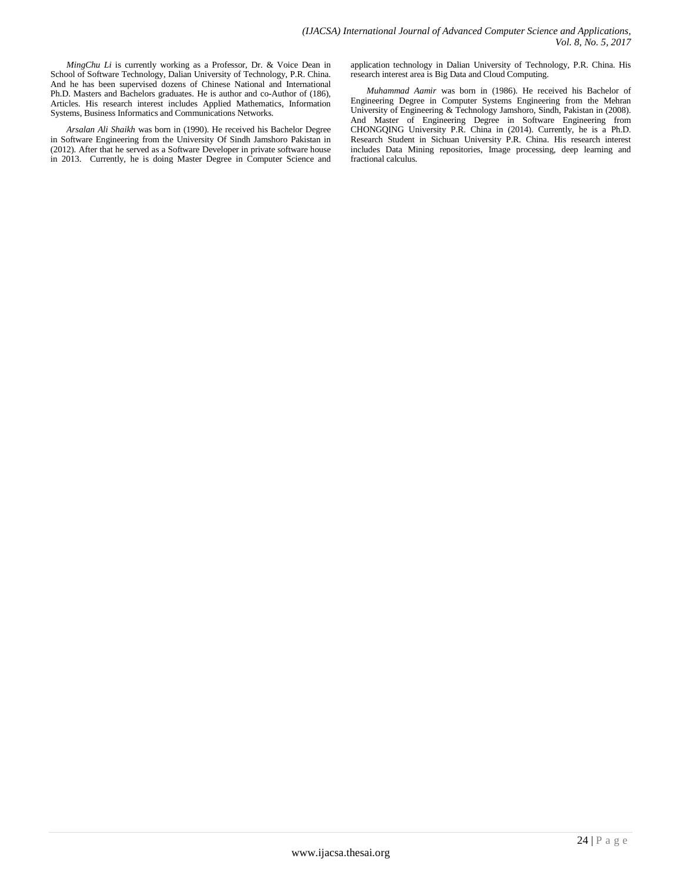*MingChu Li* is currently working as a Professor, Dr. & Voice Dean in School of Software Technology, Dalian University of Technology, P.R. China. And he has been supervised dozens of Chinese National and International Ph.D. Masters and Bachelors graduates. He is author and co-Author of (186), Articles. His research interest includes Applied Mathematics, Information Systems, Business Informatics and Communications Networks.

*Arsalan Ali Shaikh* was born in (1990). He received his Bachelor Degree in Software Engineering from the University Of Sindh Jamshoro Pakistan in (2012). After that he served as a Software Developer in private software house in 2013. Currently, he is doing Master Degree in Computer Science and application technology in Dalian University of Technology, P.R. China. His research interest area is Big Data and Cloud Computing.

*Muhammad Aamir* was born in (1986). He received his Bachelor of Engineering Degree in Computer Systems Engineering from the Mehran University of Engineering & Technology Jamshoro, Sindh, Pakistan in (2008). And Master of Engineering Degree in Software Engineering from CHONGQING University P.R. China in (2014). Currently, he is a Ph.D. Research Student in Sichuan University P.R. China. His research interest includes Data Mining repositories, Image processing, deep learning and fractional calculus.